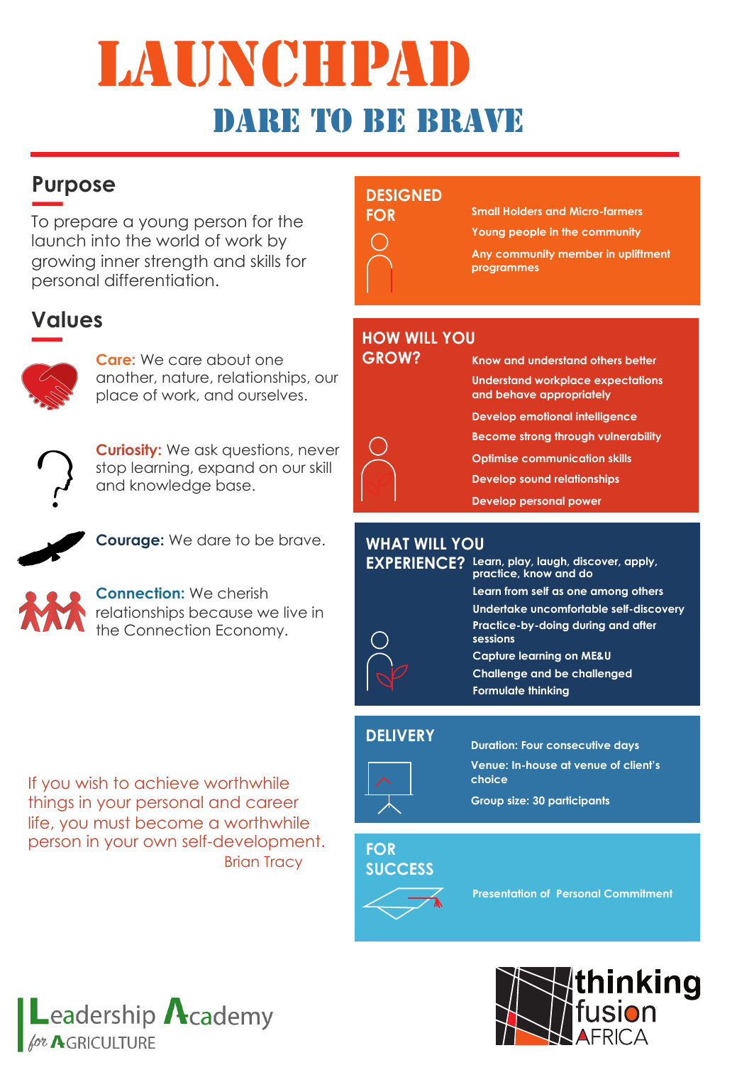# LAUNCHPAD

## DARE TO BE BRAVE

## Purpose

To prepare a young person for the launch into the world of work by growing inner strength and skills for personal differentiation.

## Values

**Care:** We care about one another, nature, relationships, our place of work, and ourselves.

**Curiosity:** We ask questions, never stop learning, expand on our skill and knowledge base.

**Courage:** We dare to be brave.

**Connection:** We cherish relationships because we live in the Connection Economy.

If you wish to achieve worthwhile things in your personal and career life, you must become a worthwhile person in your own self-development.

Brian Tracy

## DESIGNED FOR

- Small Holders and Micro-farmers
- Young people in the community
- Any community member in upliftment programmes

## HOW WILL YOU GROW?

- Know and understand others better
- Understand workplace expectations and behave appropriately
- Develop emotional intelligence
- Become strong through vulnerability
- Optimise communication skills
- Develop sound relationships
- Develop personal power

## WHAT WILL YOU EXPERIENCE?

- Learn, play, laugh, discover, apply, practice, know and do
- Learn from self as one among others
- Undertake uncomfortable self-discovery
- Practice-by-doing during and after sessions
- Capture learning on ME&U
- Challenge and be challenged
- Formulate thinking

## DELIVERY

- Duration: Four consecutive days
- Venue: In-house at venue of client's choice
- Group size: 30 participants

## FOR SUCCESS

- Presentation of Personal Commitment

Leadership Academy for AGRICULTURE

thinking fusion AFRICA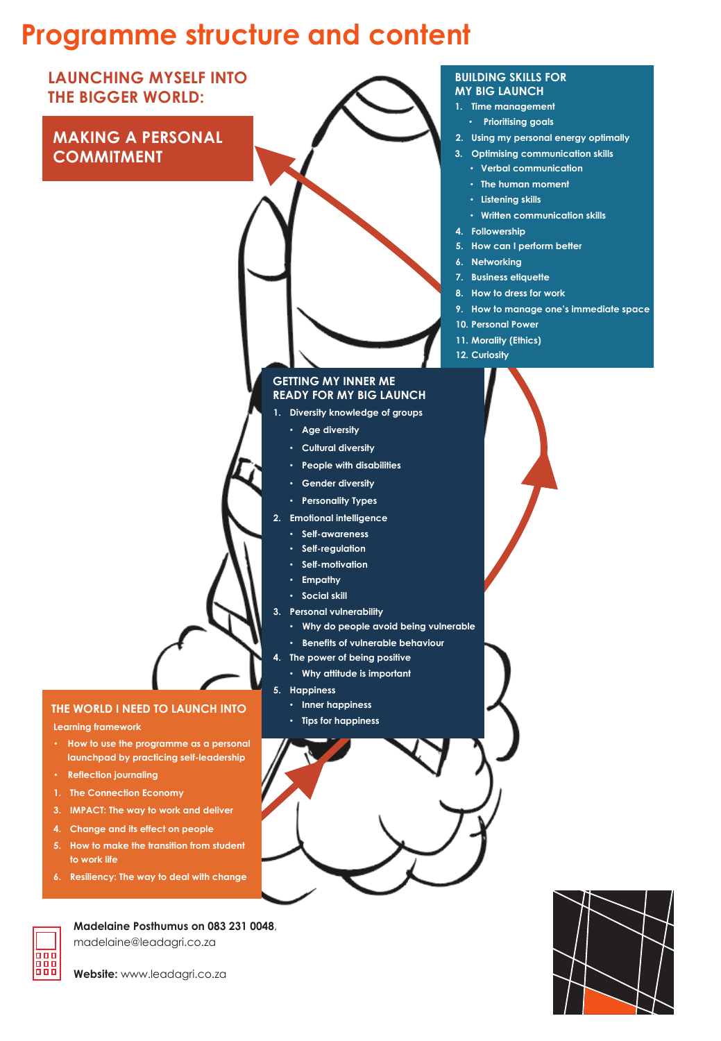# Programme structure and content

## LAUNCHING MYSELF INTO THE BIGGER WORLD:

## MAKING A PERSONAL COMMITMENT

### BUILDING SKILLS FOR MY BIG LAUNCH

1. Time management
   - Prioritising goals
2. Using my personal energy optimally
3. Optimising communication skills
   - Verbal communication
   - The human moment
   - Listening skills
   - Written communication skills
4. Followership
5. How can I perform better
6. Networking
7. Business etiquette
8. How to dress for work
9. How to manage one's immediate space
10. Personal Power
11. Morality (Ethics)
12. Curiosity

### GETTING MY INNER ME READY FOR MY BIG LAUNCH

1. Diversity knowledge of groups
   - Age diversity
   - Cultural diversity
   - People with disabilities
   - Gender diversity
   - Personality Types
2. Emotional intelligence
   - Self-awareness
   - Self-regulation
   - Self-motivation
   - Empathy
   - Social skill
3. Personal vulnerability
   - Why do people avoid being vulnerable
   - Benefits of vulnerable behaviour
4. The power of being positive
   - Why attitude is important
5. Happiness
   - Inner happiness
   - Tips for happiness

### THE WORLD I NEED TO LAUNCH INTO

Learning framework

- How to use the programme as a personal launchpad by practicing self-leadership
- Reflection journaling

1. The Connection Economy
3. IMPACT: The way to work and deliver
4. Change and its effect on people
5. How to make the transition from student to work life
6. Resiliency: The way to deal with change

**Madelaine Posthumus on 083 231 0048**, madelaine@leadagri.co.za

**Website:** www.leadagri.co.za